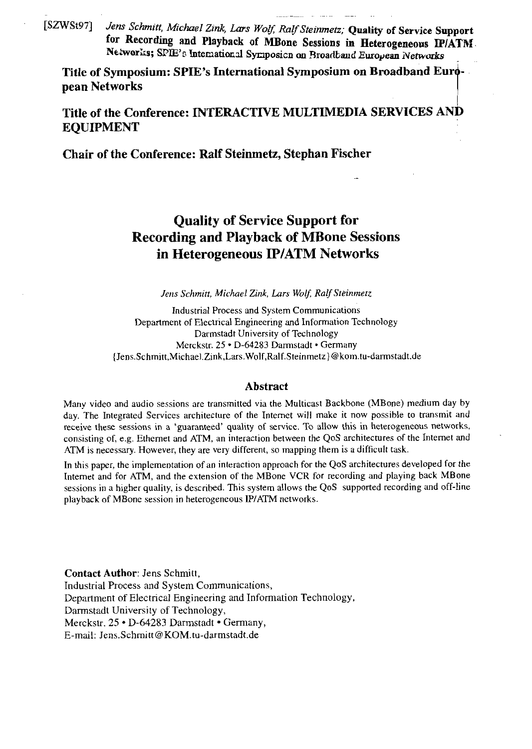[SZWSt97] *Jens Schmitt, Michael Zink, Lars Wolf, Ralf Steinmetz;* **Quality of Service Support for Recording and Playback of MBone Sessions in Heterogeneous IP/ATM Networks;** *SPIE's International Symposium on Broadband European Networks*

**Title of Symposium: SPIE's International Symposium on Broadband European Networks**

**Title of the Conference: INTERACTIVE MULTIMEDIA SERVICES AND EQUIPMENT**

**Chair of the Conference: Ralf Steinmetz, Stephan Fischer**

# Quality of Service Support for Recording and Playback of MBone Sessions in Heterogeneous IP/ATM Networks

*Jens Schmitt, Michael Zink, Lars Wolf, Ralf Steinmetz*

Industrial Process and System Communications
Department of Electrical Engineering and Information Technology
Darmstadt University of Technology
Merckstr. 25 • D-64283 Darmstadt • Germany
{Jens.Schmitt,Michael.Zink,Lars.Wolf,Ralf.Steinmetz}@kom.tu-darmstadt.de

## Abstract

Many video and audio sessions are transmitted via the Multicast Backbone (MBone) medium day by day. The Integrated Services architecture of the Internet will make it now possible to transmit and receive these sessions in a 'guaranteed' quality of service. To allow this in heterogeneous networks, consisting of, e.g. Ethernet and ATM, an interaction between the QoS architectures of the Internet and ATM is necessary. However, they are very different, so mapping them is a difficult task.

In this paper, the implementation of an interaction approach for the QoS architectures developed for the Internet and for ATM, and the extension of the MBone VCR for recording and playing back MBone sessions in a higher quality, is described. This system allows the QoS supported recording and off-line playback of MBone session in heterogeneous IP/ATM networks.

**Contact Author**: Jens Schmitt,
Industrial Process and System Communications,
Department of Electrical Engineering and Information Technology,
Darmstadt University of Technology,
Merckstr. 25 • D-64283 Darmstadt • Germany,
E-mail: Jens.Schmitt@KOM.tu-darmstadt.de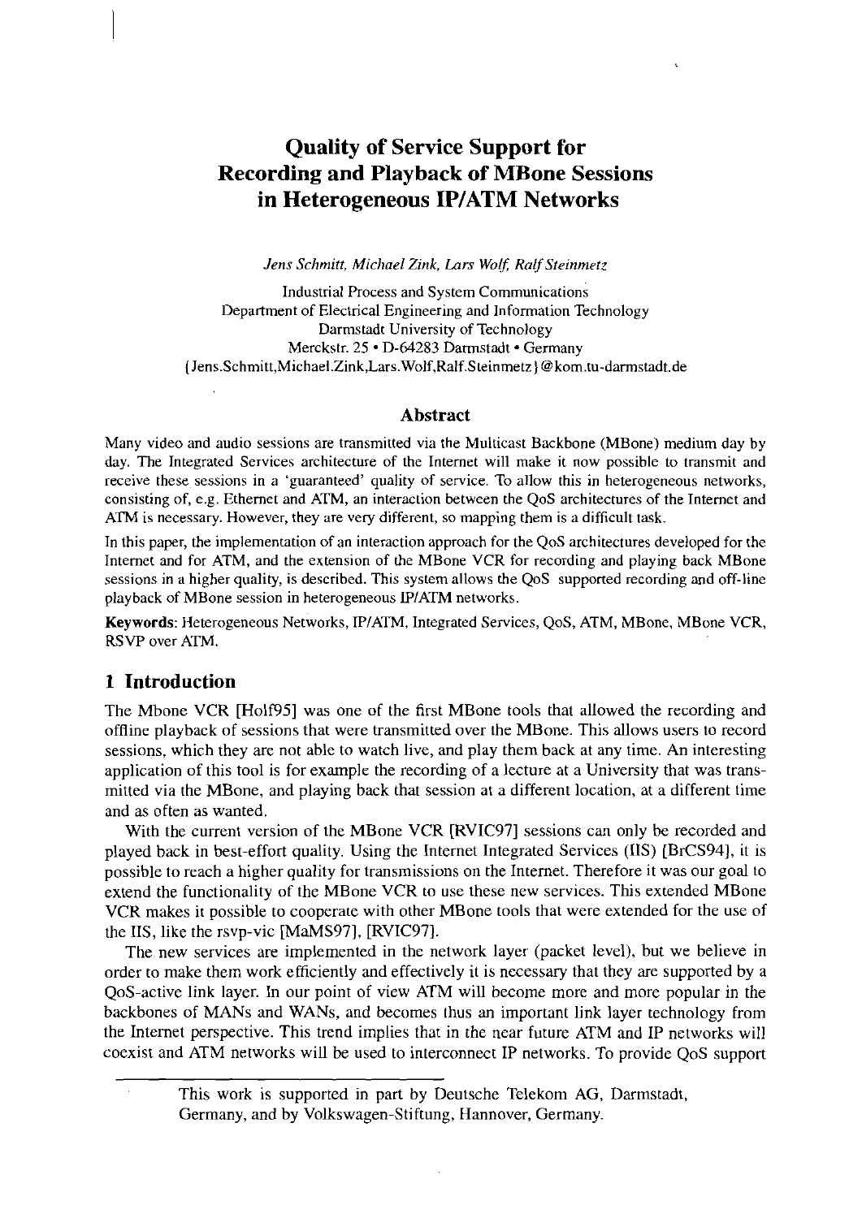# Quality of Service Support for Recording and Playback of MBone Sessions in Heterogeneous IP/ATM Networks

*Jens Schmitt, Michael Zink, Lars Wolf, Ralf Steinmetz*

Industrial Process and System Communications
Department of Electrical Engineering and Information Technology
Darmstadt University of Technology
Merckstr. 25 • D-64283 Darmstadt • Germany
{Jens.Schmitt,Michael.Zink,Lars.Wolf,Ralf.Steinmetz}@kom.tu-darmstadt.de

## Abstract

Many video and audio sessions are transmitted via the Multicast Backbone (MBone) medium day by day. The Integrated Services architecture of the Internet will make it now possible to transmit and receive these sessions in a 'guaranteed' quality of service. To allow this in heterogeneous networks, consisting of, e.g. Ethernet and ATM, an interaction between the QoS architectures of the Internet and ATM is necessary. However, they are very different, so mapping them is a difficult task.

In this paper, the implementation of an interaction approach for the QoS architectures developed for the Internet and for ATM, and the extension of the MBone VCR for recording and playing back MBone sessions in a higher quality, is described. This system allows the QoS supported recording and off-line playback of MBone session in heterogeneous IP/ATM networks.

**Keywords**: Heterogeneous Networks, IP/ATM, Integrated Services, QoS, ATM, MBone, MBone VCR, RSVP over ATM.

## 1 Introduction

The Mbone VCR [Holf95] was one of the first MBone tools that allowed the recording and offline playback of sessions that were transmitted over the MBone. This allows users to record sessions, which they are not able to watch live, and play them back at any time. An interesting application of this tool is for example the recording of a lecture at a University that was transmitted via the MBone, and playing back that session at a different location, at a different time and as often as wanted.

With the current version of the MBone VCR [RVIC97] sessions can only be recorded and played back in best-effort quality. Using the Internet Integrated Services (IIS) [BrCS94], it is possible to reach a higher quality for transmissions on the Internet. Therefore it was our goal to extend the functionality of the MBone VCR to use these new services. This extended MBone VCR makes it possible to cooperate with other MBone tools that were extended for the use of the IIS, like the rsvp-vic [MaMS97], [RVIC97].

The new services are implemented in the network layer (packet level), but we believe in order to make them work efficiently and effectively it is necessary that they are supported by a QoS-active link layer. In our point of view ATM will become more and more popular in the backbones of MANs and WANs, and becomes thus an important link layer technology from the Internet perspective. This trend implies that in the near future ATM and IP networks will coexist and ATM networks will be used to interconnect IP networks. To provide QoS support

This work is supported in part by Deutsche Telekom AG, Darmstadt, Germany, and by Volkswagen-Stiftung, Hannover, Germany.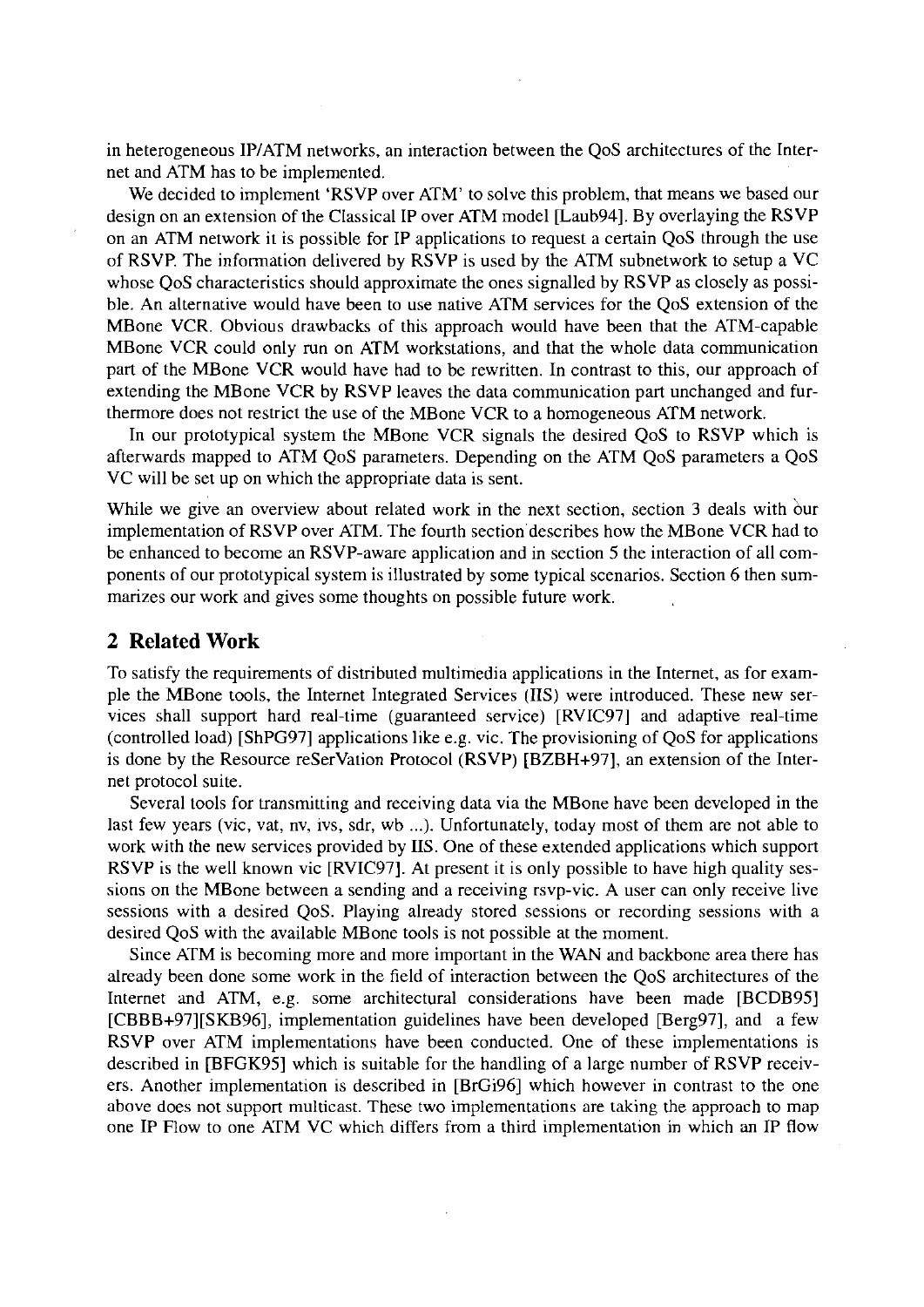in heterogeneous IP/ATM networks, an interaction between the QoS architectures of the Internet and ATM has to be implemented.

We decided to implement 'RSVP over ATM' to solve this problem, that means we based our design on an extension of the Classical IP over ATM model [Laub94]. By overlaying the RSVP on an ATM network it is possible for IP applications to request a certain QoS through the use of RSVP. The information delivered by RSVP is used by the ATM subnetwork to setup a VC whose QoS characteristics should approximate the ones signalled by RSVP as closely as possible. An alternative would have been to use native ATM services for the QoS extension of the MBone VCR. Obvious drawbacks of this approach would have been that the ATM-capable MBone VCR could only run on ATM workstations, and that the whole data communication part of the MBone VCR would have had to be rewritten. In contrast to this, our approach of extending the MBone VCR by RSVP leaves the data communication part unchanged and furthermore does not restrict the use of the MBone VCR to a homogeneous ATM network.

In our prototypical system the MBone VCR signals the desired QoS to RSVP which is afterwards mapped to ATM QoS parameters. Depending on the ATM QoS parameters a QoS VC will be set up on which the appropriate data is sent.

While we give an overview about related work in the next section, section 3 deals with our implementation of RSVP over ATM. The fourth section describes how the MBone VCR had to be enhanced to become an RSVP-aware application and in section 5 the interaction of all components of our prototypical system is illustrated by some typical scenarios. Section 6 then summarizes our work and gives some thoughts on possible future work.

## 2 Related Work

To satisfy the requirements of distributed multimedia applications in the Internet, as for example the MBone tools, the Internet Integrated Services (IIS) were introduced. These new services shall support hard real-time (guaranteed service) [RVIC97] and adaptive real-time (controlled load) [ShPG97] applications like e.g. vic. The provisioning of QoS for applications is done by the Resource reSerVation Protocol (RSVP) [BZBH+97], an extension of the Internet protocol suite.

Several tools for transmitting and receiving data via the MBone have been developed in the last few years (vic, vat, nv, ivs, sdr, wb ...). Unfortunately, today most of them are not able to work with the new services provided by IIS. One of these extended applications which support RSVP is the well known vic [RVIC97]. At present it is only possible to have high quality sessions on the MBone between a sending and a receiving rsvp-vic. A user can only receive live sessions with a desired QoS. Playing already stored sessions or recording sessions with a desired QoS with the available MBone tools is not possible at the moment.

Since ATM is becoming more and more important in the WAN and backbone area there has already been done some work in the field of interaction between the QoS architectures of the Internet and ATM, e.g. some architectural considerations have been made [BCDB95] [CBBB+97][SKB96], implementation guidelines have been developed [Berg97], and a few RSVP over ATM implementations have been conducted. One of these implementations is described in [BFGK95] which is suitable for the handling of a large number of RSVP receivers. Another implementation is described in [BrGi96] which however in contrast to the one above does not support multicast. These two implementations are taking the approach to map one IP Flow to one ATM VC which differs from a third implementation in which an IP flow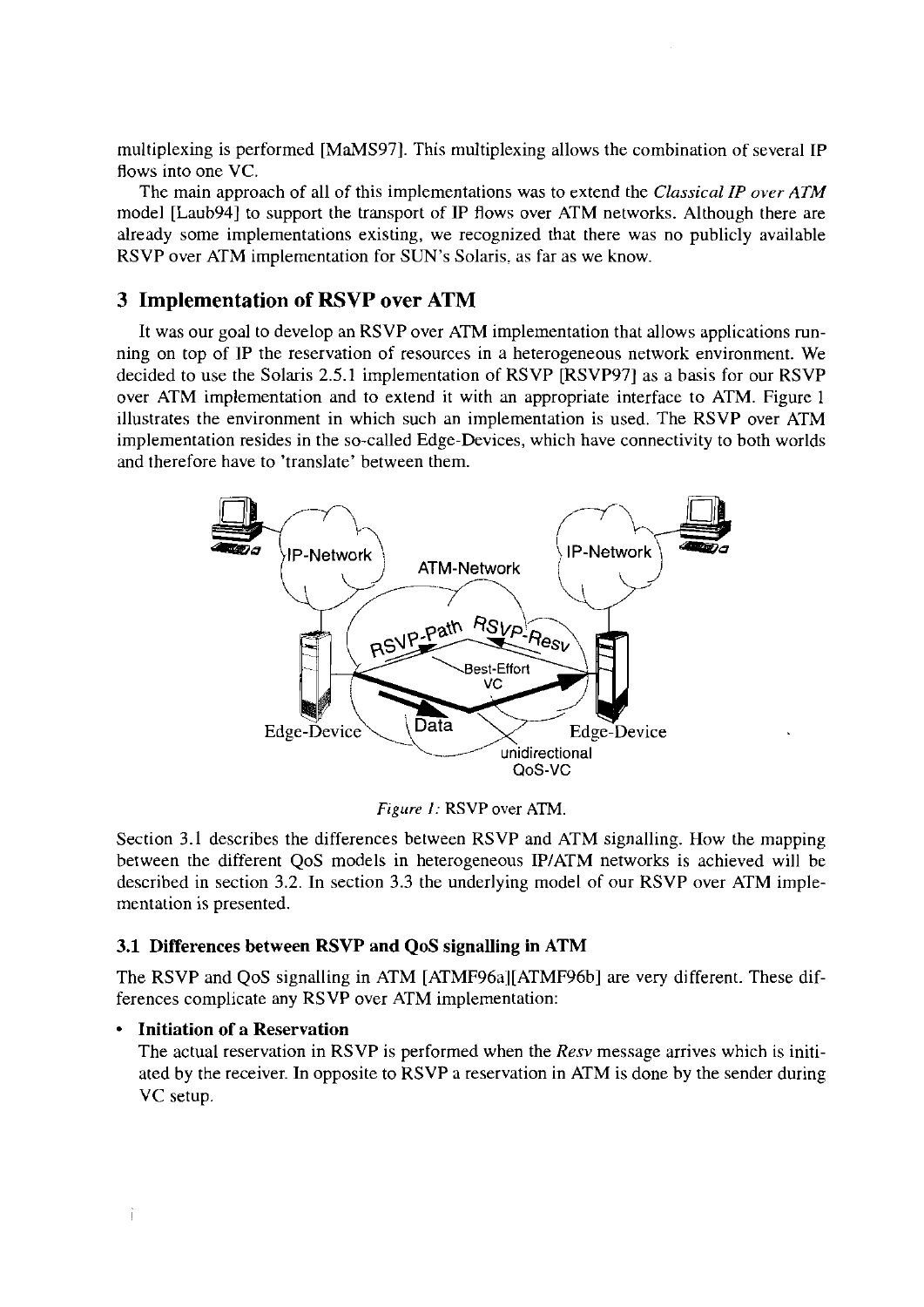multiplexing is performed [MaMS97]. This multiplexing allows the combination of several IP flows into one VC.

The main approach of all of this implementations was to extend the *Classical IP over ATM* model [Laub94] to support the transport of IP flows over ATM networks. Although there are already some implementations existing, we recognized that there was no publicly available RSVP over ATM implementation for SUN's Solaris, as far as we know.

## 3 Implementation of RSVP over ATM

It was our goal to develop an RSVP over ATM implementation that allows applications running on top of IP the reservation of resources in a heterogeneous network environment. We decided to use the Solaris 2.5.1 implementation of RSVP [RSVP97] as a basis for our RSVP over ATM implementation and to extend it with an appropriate interface to ATM. Figure 1 illustrates the environment in which such an implementation is used. The RSVP over ATM implementation resides in the so-called Edge-Devices, which have connectivity to both worlds and therefore have to 'translate' between them.

*Figure 1:* RSVP over ATM.

Section 3.1 describes the differences between RSVP and ATM signalling. How the mapping between the different QoS models in heterogeneous IP/ATM networks is achieved will be described in section 3.2. In section 3.3 the underlying model of our RSVP over ATM implementation is presented.

### 3.1 Differences between RSVP and QoS signalling in ATM

The RSVP and QoS signalling in ATM [ATMF96a][ATMF96b] are very different. These differences complicate any RSVP over ATM implementation:

- **Initiation of a Reservation**
  The actual reservation in RSVP is performed when the *Resv* message arrives which is initiated by the receiver. In opposite to RSVP a reservation in ATM is done by the sender during VC setup.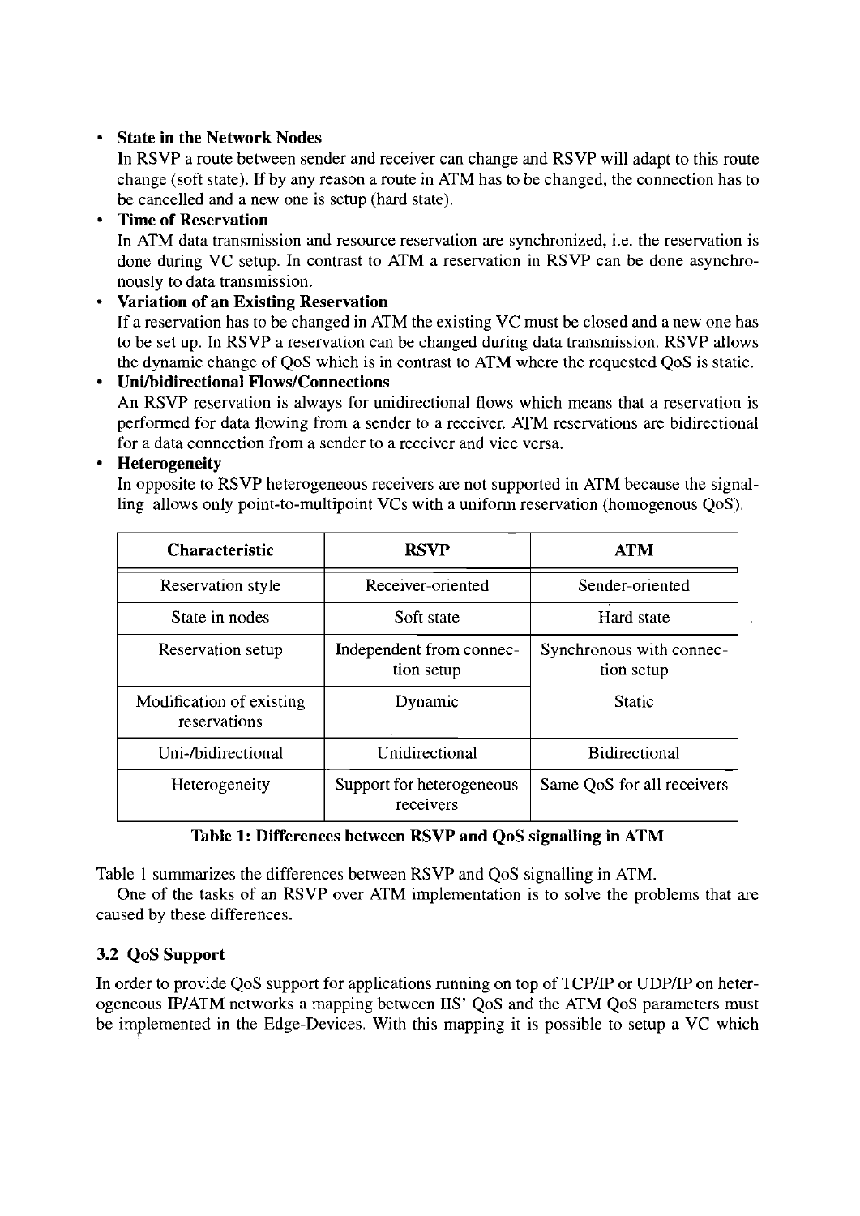- **State in the Network Nodes**
  In RSVP a route between sender and receiver can change and RSVP will adapt to this route change (soft state). If by any reason a route in ATM has to be changed, the connection has to be cancelled and a new one is setup (hard state).
- **Time of Reservation**
  In ATM data transmission and resource reservation are synchronized, i.e. the reservation is done during VC setup. In contrast to ATM a reservation in RSVP can be done asynchronously to data transmission.
- **Variation of an Existing Reservation**
  If a reservation has to be changed in ATM the existing VC must be closed and a new one has to be set up. In RSVP a reservation can be changed during data transmission. RSVP allows the dynamic change of QoS which is in contrast to ATM where the requested QoS is static.
- **Uni/bidirectional Flows/Connections**
  An RSVP reservation is always for unidirectional flows which means that a reservation is performed for data flowing from a sender to a receiver. ATM reservations are bidirectional for a data connection from a sender to a receiver and vice versa.
- **Heterogeneity**
  In opposite to RSVP heterogeneous receivers are not supported in ATM because the signalling allows only point-to-multipoint VCs with a uniform reservation (homogenous QoS).

| Characteristic | RSVP | ATM |
|---|---|---|
| Reservation style | Receiver-oriented | Sender-oriented |
| State in nodes | Soft state | Hard state |
| Reservation setup | Independent from connection setup | Synchronous with connection setup |
| Modification of existing reservations | Dynamic | Static |
| Uni-/bidirectional | Unidirectional | Bidirectional |
| Heterogeneity | Support for heterogeneous receivers | Same QoS for all receivers |

**Table 1: Differences between RSVP and QoS signalling in ATM**

Table 1 summarizes the differences between RSVP and QoS signalling in ATM.

One of the tasks of an RSVP over ATM implementation is to solve the problems that are caused by these differences.

### 3.2 QoS Support

In order to provide QoS support for applications running on top of TCP/IP or UDP/IP on heterogeneous IP/ATM networks a mapping between IIS' QoS and the ATM QoS parameters must be implemented in the Edge-Devices. With this mapping it is possible to setup a VC which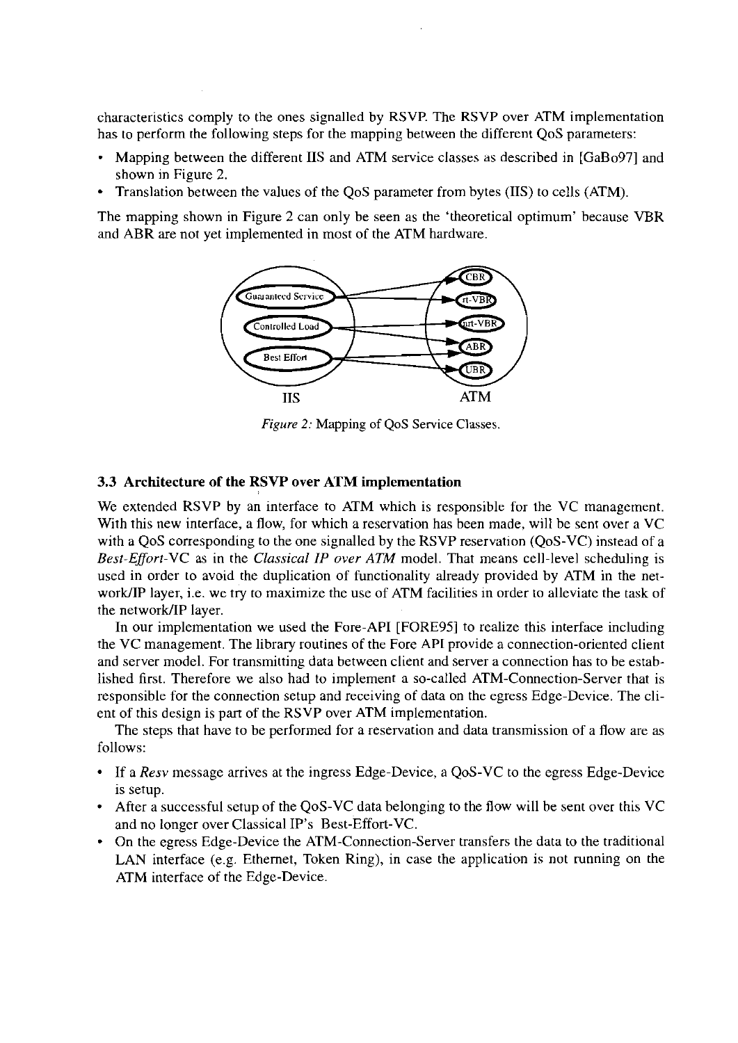characteristics comply to the ones signalled by RSVP. The RSVP over ATM implementation has to perform the following steps for the mapping between the different QoS parameters:

- Mapping between the different IIS and ATM service classes as described in [GaBo97] and shown in Figure 2.
- Translation between the values of the QoS parameter from bytes (IIS) to cells (ATM).

The mapping shown in Figure 2 can only be seen as the 'theoretical optimum' because VBR and ABR are not yet implemented in most of the ATM hardware.

*Figure 2:* Mapping of QoS Service Classes.

### 3.3 Architecture of the RSVP over ATM implementation

We extended RSVP by an interface to ATM which is responsible for the VC management. With this new interface, a flow, for which a reservation has been made, will be sent over a VC with a QoS corresponding to the one signalled by the RSVP reservation (QoS-VC) instead of a *Best-Effort*-VC as in the *Classical IP over ATM* model. That means cell-level scheduling is used in order to avoid the duplication of functionality already provided by ATM in the network/IP layer, i.e. we try to maximize the use of ATM facilities in order to alleviate the task of the network/IP layer.

In our implementation we used the Fore-API [FORE95] to realize this interface including the VC management. The library routines of the Fore API provide a connection-oriented client and server model. For transmitting data between client and server a connection has to be established first. Therefore we also had to implement a so-called ATM-Connection-Server that is responsible for the connection setup and receiving of data on the egress Edge-Device. The client of this design is part of the RSVP over ATM implementation.

The steps that have to be performed for a reservation and data transmission of a flow are as follows:

- If a *Resv* message arrives at the ingress Edge-Device, a QoS-VC to the egress Edge-Device is setup.
- After a successful setup of the QoS-VC data belonging to the flow will be sent over this VC and no longer over Classical IP's Best-Effort-VC.
- On the egress Edge-Device the ATM-Connection-Server transfers the data to the traditional LAN interface (e.g. Ethernet, Token Ring), in case the application is not running on the ATM interface of the Edge-Device.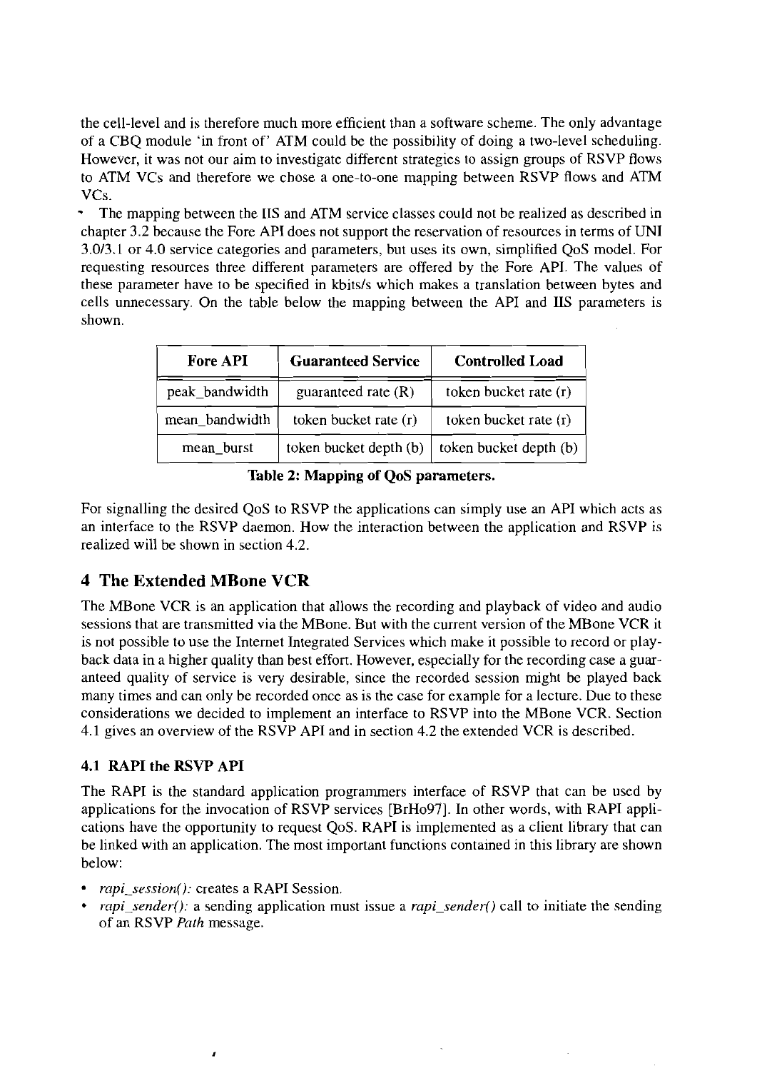the cell-level and is therefore much more efficient than a software scheme. The only advantage of a CBQ module 'in front of' ATM could be the possibility of doing a two-level scheduling. However, it was not our aim to investigate different strategies to assign groups of RSVP flows to ATM VCs and therefore we chose a one-to-one mapping between RSVP flows and ATM VCs.

- The mapping between the IIS and ATM service classes could not be realized as described in chapter 3.2 because the Fore API does not support the reservation of resources in terms of UNI 3.0/3.1 or 4.0 service categories and parameters, but uses its own, simplified QoS model. For requesting resources three different parameters are offered by the Fore API. The values of these parameter have to be specified in kbits/s which makes a translation between bytes and cells unnecessary. On the table below the mapping between the API and IIS parameters is shown.

| Fore API | Guaranteed Service | Controlled Load |
|---|---|---|
| peak_bandwidth | guaranteed rate (R) | token bucket rate (r) |
| mean_bandwidth | token bucket rate (r) | token bucket rate (r) |
| mean_burst | token bucket depth (b) | token bucket depth (b) |

**Table 2: Mapping of QoS parameters.**

For signalling the desired QoS to RSVP the applications can simply use an API which acts as an interface to the RSVP daemon. How the interaction between the application and RSVP is realized will be shown in section 4.2.

# 4 The Extended MBone VCR

The MBone VCR is an application that allows the recording and playback of video and audio sessions that are transmitted via the MBone. But with the current version of the MBone VCR it is not possible to use the Internet Integrated Services which make it possible to record or playback data in a higher quality than best effort. However, especially for the recording case a guaranteed quality of service is very desirable, since the recorded session might be played back many times and can only be recorded once as is the case for example for a lecture. Due to these considerations we decided to implement an interface to RSVP into the MBone VCR. Section 4.1 gives an overview of the RSVP API and in section 4.2 the extended VCR is described.

## 4.1 RAPI the RSVP API

The RAPI is the standard application programmers interface of RSVP that can be used by applications for the invocation of RSVP services [BrHo97]. In other words, with RAPI applications have the opportunity to request QoS. RAPI is implemented as a client library that can be linked with an application. The most important functions contained in this library are shown below:

- *rapi_session():* creates a RAPI Session.
- *rapi_sender():* a sending application must issue a *rapi_sender()* call to initiate the sending of an RSVP *Path* message.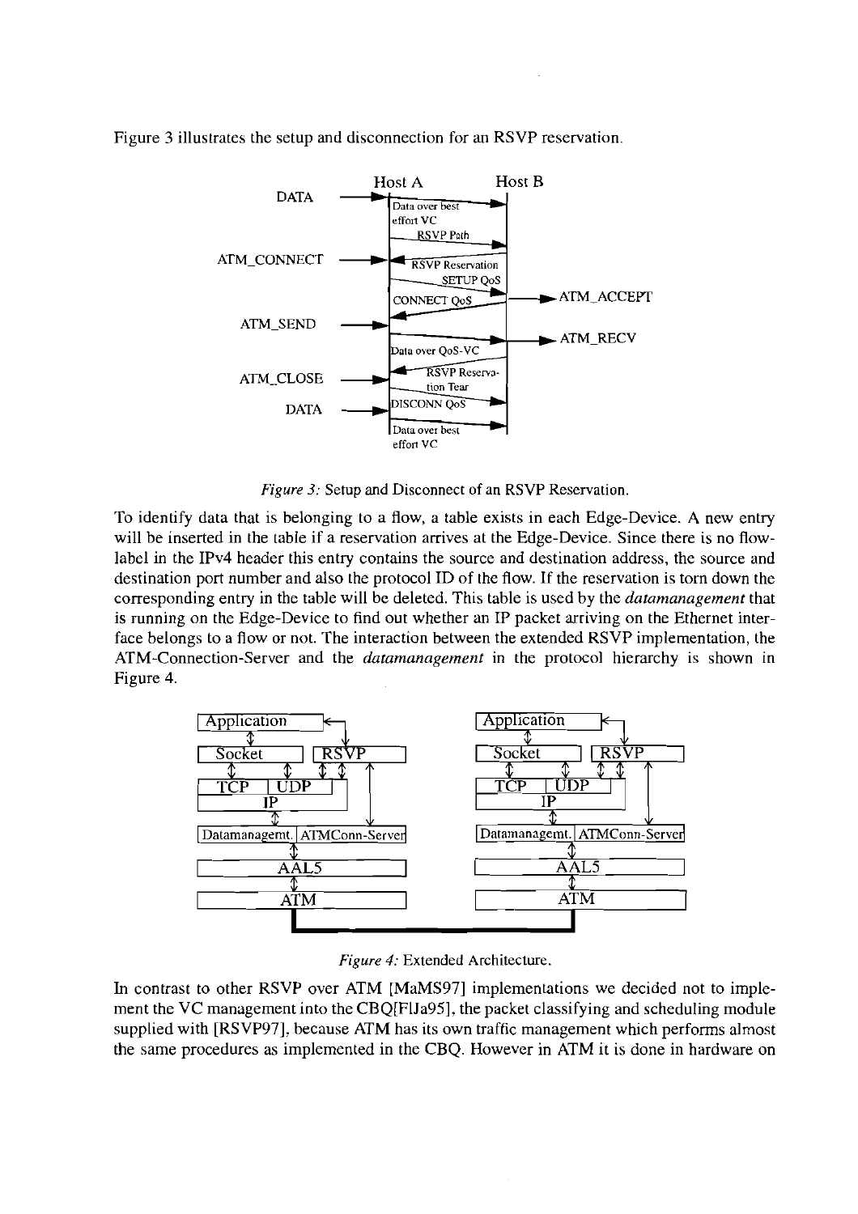Figure 3 illustrates the setup and disconnection for an RSVP reservation.

*Figure 3:* Setup and Disconnect of an RSVP Reservation.

To identify data that is belonging to a flow, a table exists in each Edge-Device. A new entry will be inserted in the table if a reservation arrives at the Edge-Device. Since there is no flow-label in the IPv4 header this entry contains the source and destination address, the source and destination port number and also the protocol ID of the flow. If the reservation is torn down the corresponding entry in the table will be deleted. This table is used by the *datamanagement* that is running on the Edge-Device to find out whether an IP packet arriving on the Ethernet interface belongs to a flow or not. The interaction between the extended RSVP implementation, the ATM-Connection-Server and the *datamanagement* in the protocol hierarchy is shown in Figure 4.

*Figure 4:* Extended Architecture.

In contrast to other RSVP over ATM [MaMS97] implementations we decided not to implement the VC management into the CBQ[FlJa95], the packet classifying and scheduling module supplied with [RSVP97], because ATM has its own traffic management which performs almost the same procedures as implemented in the CBQ. However in ATM it is done in hardware on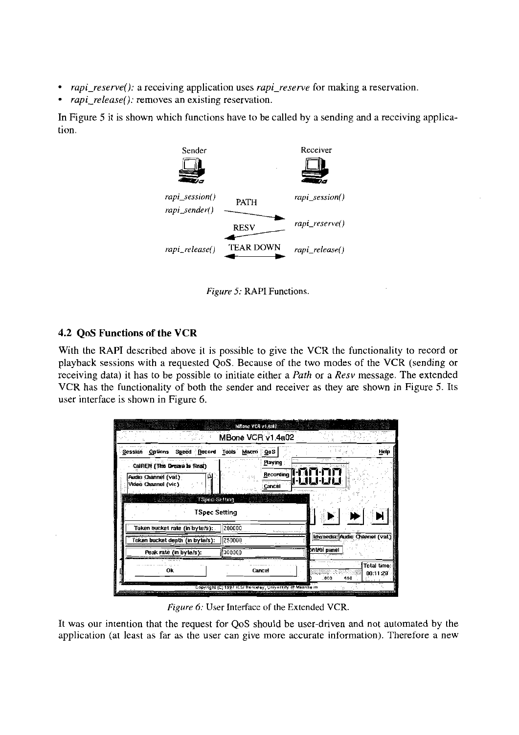- *rapi_reserve():* a receiving application uses *rapi_reserve* for making a reservation.
- *rapi_release():* removes an existing reservation.

In Figure 5 it is shown which functions have to be called by a sending and a receiving application.

*Figure 5:* RAPI Functions.

## 4.2 QoS Functions of the VCR

With the RAPI described above it is possible to give the VCR the functionality to record or playback sessions with a requested QoS. Because of the two modes of the VCR (sending or receiving data) it has to be possible to initiate either a *Path* or a *Resv* message. The extended VCR has the functionality of both the sender and receiver as they are shown in Figure 5. Its user interface is shown in Figure 6.

*Figure 6:* User Interface of the Extended VCR.

It was our intention that the request for QoS should be user-driven and not automated by the application (at least as far as the user can give more accurate information). Therefore a new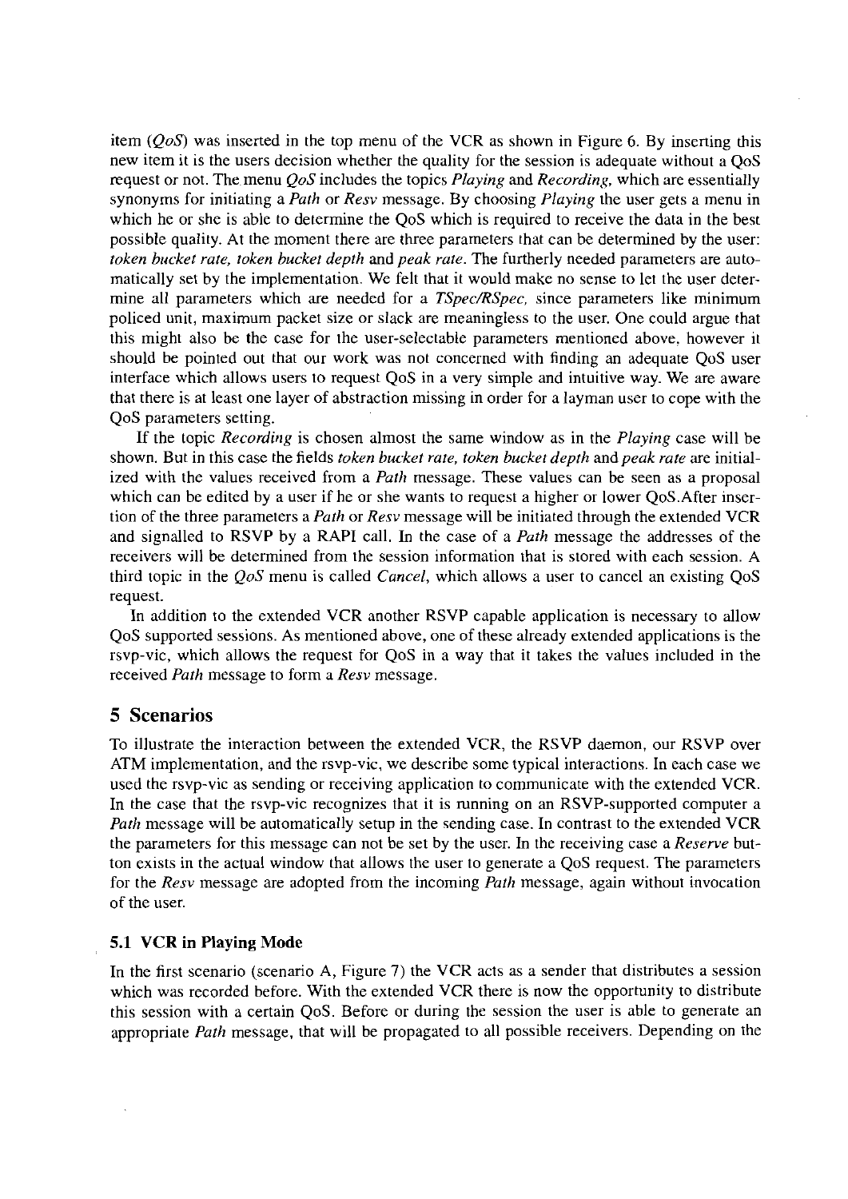item (*QoS*) was inserted in the top menu of the VCR as shown in Figure 6. By inserting this new item it is the users decision whether the quality for the session is adequate without a QoS request or not. The menu *QoS* includes the topics *Playing* and *Recording*, which are essentially synonyms for initiating a *Path* or *Resv* message. By choosing *Playing* the user gets a menu in which he or she is able to determine the QoS which is required to receive the data in the best possible quality. At the moment there are three parameters that can be determined by the user: *token bucket rate, token bucket depth* and *peak rate*. The furtherly needed parameters are automatically set by the implementation. We felt that it would make no sense to let the user determine all parameters which are needed for a *TSpec/RSpec,* since parameters like minimum policed unit, maximum packet size or slack are meaningless to the user. One could argue that this might also be the case for the user-selectable parameters mentioned above, however it should be pointed out that our work was not concerned with finding an adequate QoS user interface which allows users to request QoS in a very simple and intuitive way. We are aware that there is at least one layer of abstraction missing in order for a layman user to cope with the QoS parameters setting.

If the topic *Recording* is chosen almost the same window as in the *Playing* case will be shown. But in this case the fields *token bucket rate, token bucket depth* and *peak rate* are initialized with the values received from a *Path* message. These values can be seen as a proposal which can be edited by a user if he or she wants to request a higher or lower QoS.After insertion of the three parameters a *Path* or *Resv* message will be initiated through the extended VCR and signalled to RSVP by a RAPI call. In the case of a *Path* message the addresses of the receivers will be determined from the session information that is stored with each session. A third topic in the *QoS* menu is called *Cancel*, which allows a user to cancel an existing QoS request.

In addition to the extended VCR another RSVP capable application is necessary to allow QoS supported sessions. As mentioned above, one of these already extended applications is the rsvp-vic, which allows the request for QoS in a way that it takes the values included in the received *Path* message to form a *Resv* message.

## 5 Scenarios

To illustrate the interaction between the extended VCR, the RSVP daemon, our RSVP over ATM implementation, and the rsvp-vic, we describe some typical interactions. In each case we used the rsvp-vic as sending or receiving application to communicate with the extended VCR. In the case that the rsvp-vic recognizes that it is running on an RSVP-supported computer a *Path* message will be automatically setup in the sending case. In contrast to the extended VCR the parameters for this message can not be set by the user. In the receiving case a *Reserve* button exists in the actual window that allows the user to generate a QoS request. The parameters for the *Resv* message are adopted from the incoming *Path* message, again without invocation of the user.

### 5.1 VCR in Playing Mode

In the first scenario (scenario A, Figure 7) the VCR acts as a sender that distributes a session which was recorded before. With the extended VCR there is now the opportunity to distribute this session with a certain QoS. Before or during the session the user is able to generate an appropriate *Path* message, that will be propagated to all possible receivers. Depending on the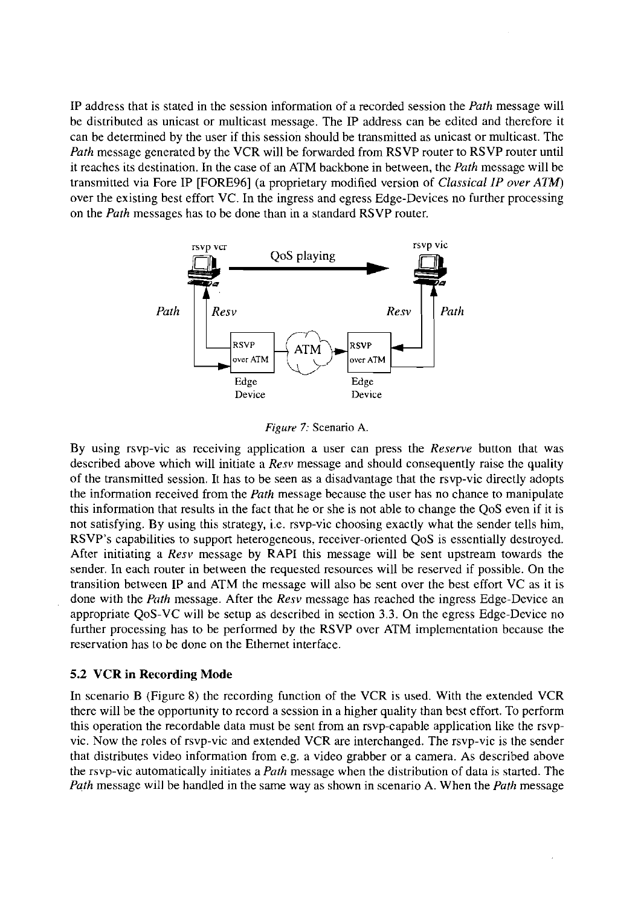IP address that is stated in the session information of a recorded session the *Path* message will be distributed as unicast or multicast message. The IP address can be edited and therefore it can be determined by the user if this session should be transmitted as unicast or multicast. The *Path* message generated by the VCR will be forwarded from RSVP router to RSVP router until it reaches its destination. In the case of an ATM backbone in between, the *Path* message will be transmitted via Fore IP [FORE96] (a proprietary modified version of *Classical IP over ATM*) over the existing best effort VC. In the ingress and egress Edge-Devices no further processing on the *Path* messages has to be done than in a standard RSVP router.

*Figure 7:* Scenario A.

By using rsvp-vic as receiving application a user can press the *Reserve* button that was described above which will initiate a *Resv* message and should consequently raise the quality of the transmitted session. It has to be seen as a disadvantage that the rsvp-vic directly adopts the information received from the *Path* message because the user has no chance to manipulate this information that results in the fact that he or she is not able to change the QoS even if it is not satisfying. By using this strategy, i.e. rsvp-vic choosing exactly what the sender tells him, RSVP's capabilities to support heterogeneous, receiver-oriented QoS is essentially destroyed. After initiating a *Resv* message by RAPI this message will be sent upstream towards the sender. In each router in between the requested resources will be reserved if possible. On the transition between IP and ATM the message will also be sent over the best effort VC as it is done with the *Path* message. After the *Resv* message has reached the ingress Edge-Device an appropriate QoS-VC will be setup as described in section 3.3. On the egress Edge-Device no further processing has to be performed by the RSVP over ATM implementation because the reservation has to be done on the Ethernet interface.

### 5.2 VCR in Recording Mode

In scenario B (Figure 8) the recording function of the VCR is used. With the extended VCR there will be the opportunity to record a session in a higher quality than best effort. To perform this operation the recordable data must be sent from an rsvp-capable application like the rsvp-vic. Now the roles of rsvp-vic and extended VCR are interchanged. The rsvp-vic is the sender that distributes video information from e.g. a video grabber or a camera. As described above the rsvp-vic automatically initiates a *Path* message when the distribution of data is started. The *Path* message will be handled in the same way as shown in scenario A. When the *Path* message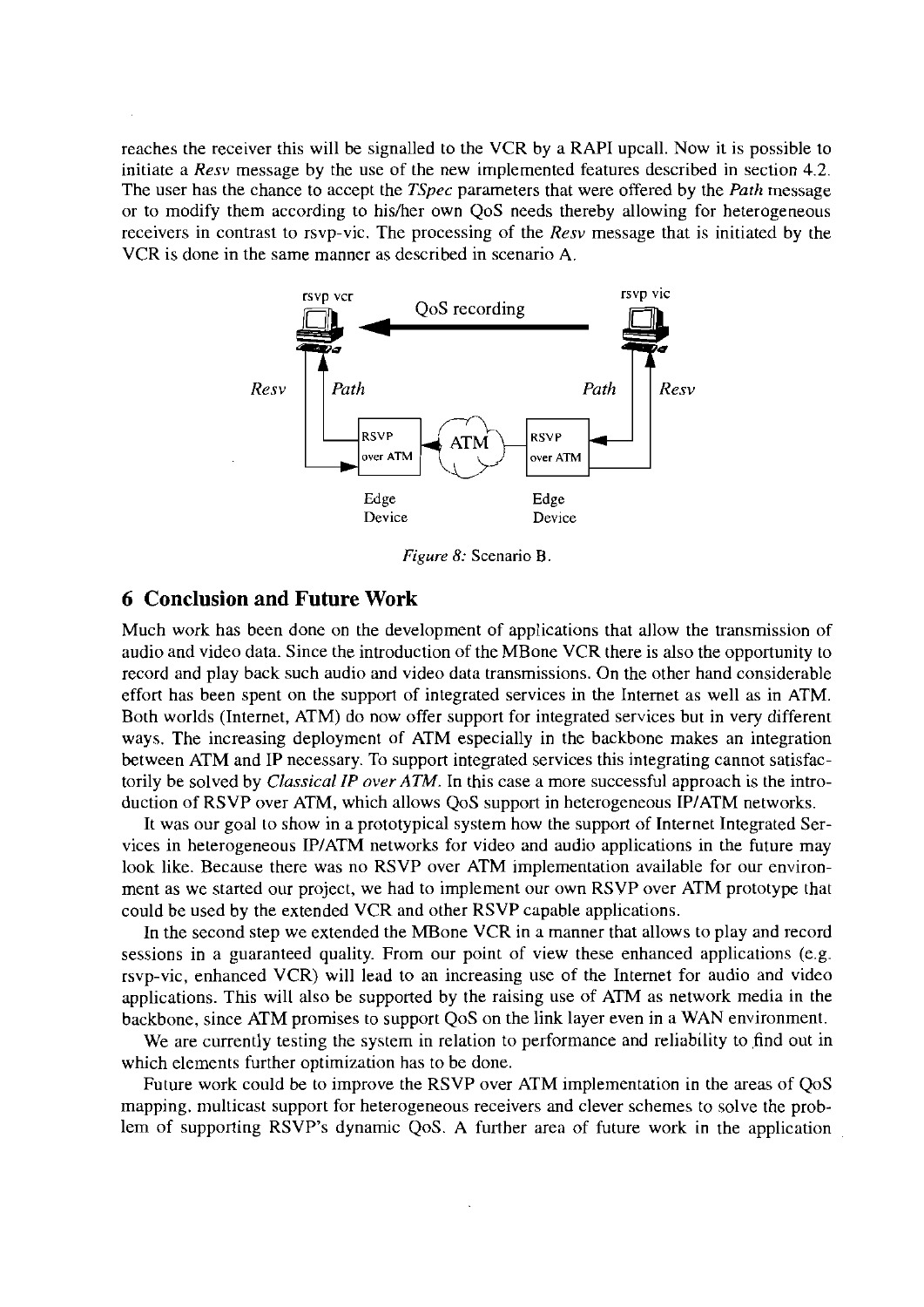reaches the receiver this will be signalled to the VCR by a RAPI upcall. Now it is possible to initiate a *Resv* message by the use of the new implemented features described in section 4.2. The user has the chance to accept the *TSpec* parameters that were offered by the *Path* message or to modify them according to his/her own QoS needs thereby allowing for heterogeneous receivers in contrast to rsvp-vic. The processing of the *Resv* message that is initiated by the VCR is done in the same manner as described in scenario A.

rsvp vcr

QoS recording

rsvp vic

Resv

Path

Path

Resv

RSVP over ATM

ATM

RSVP over ATM

Edge Device

Edge Device

*Figure 8:* Scenario B.

## 6 Conclusion and Future Work

Much work has been done on the development of applications that allow the transmission of audio and video data. Since the introduction of the MBone VCR there is also the opportunity to record and play back such audio and video data transmissions. On the other hand considerable effort has been spent on the support of integrated services in the Internet as well as in ATM. Both worlds (Internet, ATM) do now offer support for integrated services but in very different ways. The increasing deployment of ATM especially in the backbone makes an integration between ATM and IP necessary. To support integrated services this integrating cannot satisfactorily be solved by *Classical IP over ATM*. In this case a more successful approach is the introduction of RSVP over ATM, which allows QoS support in heterogeneous IP/ATM networks.

It was our goal to show in a prototypical system how the support of Internet Integrated Services in heterogeneous IP/ATM networks for video and audio applications in the future may look like. Because there was no RSVP over ATM implementation available for our environment as we started our project, we had to implement our own RSVP over ATM prototype that could be used by the extended VCR and other RSVP capable applications.

In the second step we extended the MBone VCR in a manner that allows to play and record sessions in a guaranteed quality. From our point of view these enhanced applications (e.g. rsvp-vic, enhanced VCR) will lead to an increasing use of the Internet for audio and video applications. This will also be supported by the raising use of ATM as network media in the backbone, since ATM promises to support QoS on the link layer even in a WAN environment.

We are currently testing the system in relation to performance and reliability to find out in which elements further optimization has to be done.

Future work could be to improve the RSVP over ATM implementation in the areas of QoS mapping, multicast support for heterogeneous receivers and clever schemes to solve the problem of supporting RSVP's dynamic QoS. A further area of future work in the application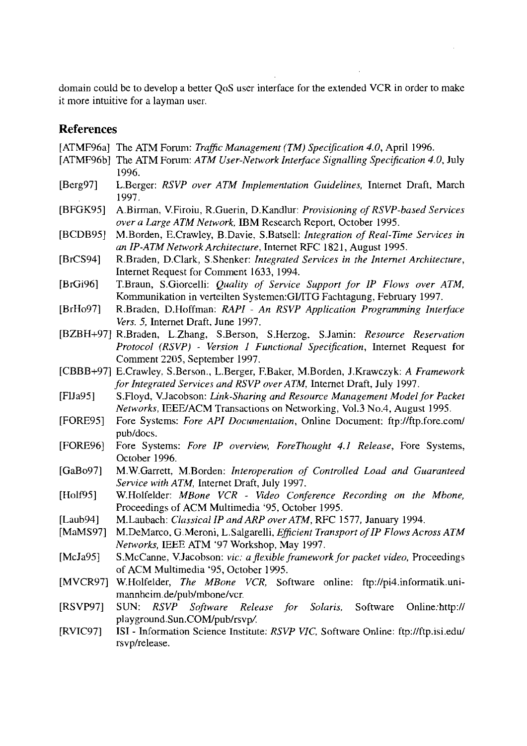domain could be to develop a better QoS user interface for the extended VCR in order to make it more intuitive for a layman user.

## References

[ATMF96a] The ATM Forum: *Traffic Management (TM) Specification 4.0*, April 1996.

[ATMF96b] The ATM Forum: *ATM User-Network Interface Signalling Specification 4.0*, July 1996.

[Berg97] L.Berger: *RSVP over ATM Implementation Guidelines*, Internet Draft, March 1997.

[BFGK95] A.Birman, V.Firoiu, R.Guerin, D.Kandlur: *Provisioning of RSVP-based Services over a Large ATM Network*, IBM Research Report, October 1995.

[BCDB95] M.Borden, E.Crawley, B.Davie, S.Batsell: *Integration of Real-Time Services in an IP-ATM Network Architecture*, Internet RFC 1821, August 1995.

[BrCS94] R.Braden, D.Clark, S.Shenker: *Integrated Services in the Internet Architecture*, Internet Request for Comment 1633, 1994.

[BrGi96] T.Braun, S.Giorcelli: *Quality of Service Support for IP Flows over ATM*, Kommunikation in verteilten Systemen:GI/ITG Fachtagung, February 1997.

[BrHo97] R.Braden, D.Hoffman: *RAPI - An RSVP Application Programming Interface Vers. 5*, Internet Draft, June 1997.

[BZBH+97] R.Braden, L.Zhang, S.Berson, S.Herzog, S.Jamin: *Resource Reservation Protocol (RSVP) - Version 1 Functional Specification*, Internet Request for Comment 2205, September 1997.

[CBBB+97] E.Crawley, S.Berson., L.Berger, F.Baker, M.Borden, J.Krawczyk: *A Framework for Integrated Services and RSVP over ATM*, Internet Draft, July 1997.

[FlJa95] S.Floyd, V.Jacobson: *Link-Sharing and Resource Management Model for Packet Networks*, IEEE/ACM Transactions on Networking, Vol.3 No.4, August 1995.

[FORE95] Fore Systems: *Fore API Documentation*, Online Document: ftp://ftp.fore.com/pub/docs.

[FORE96] Fore Systems: *Fore IP overview, ForeThought 4.1 Release*, Fore Systems, October 1996.

[GaBo97] M.W.Garrett, M.Borden: *Interoperation of Controlled Load and Guaranteed Service with ATM*, Internet Draft, July 1997.

[Holf95] W.Holfelder: *MBone VCR - Video Conference Recording on the Mbone*, Proceedings of ACM Multimedia '95, October 1995.

[Laub94] M.Laubach: *Classical IP and ARP over ATM*, RFC 1577, January 1994.

[MaMS97] M.DeMarco, G.Meroni, L.Salgarelli, *Efficient Transport of IP Flows Across ATM Networks*, IEEE ATM '97 Workshop, May 1997.

[McJa95] S.McCanne, V.Jacobson: *vic: a flexible framework for packet video*, Proceedings of ACM Multimedia '95, October 1995.

[MVCR97] W.Holfelder, *The MBone VCR*, Software online: ftp://pi4.informatik.uni-mannheim.de/pub/mbone/vcr.

[RSVP97] SUN: *RSVP Software Release for Solaris*, Software Online:http://playground.Sun.COM/pub/rsvp/.

[RVIC97] ISI - Information Science Institute: *RSVP VIC*, Software Online: ftp://ftp.isi.edu/rsvp/release.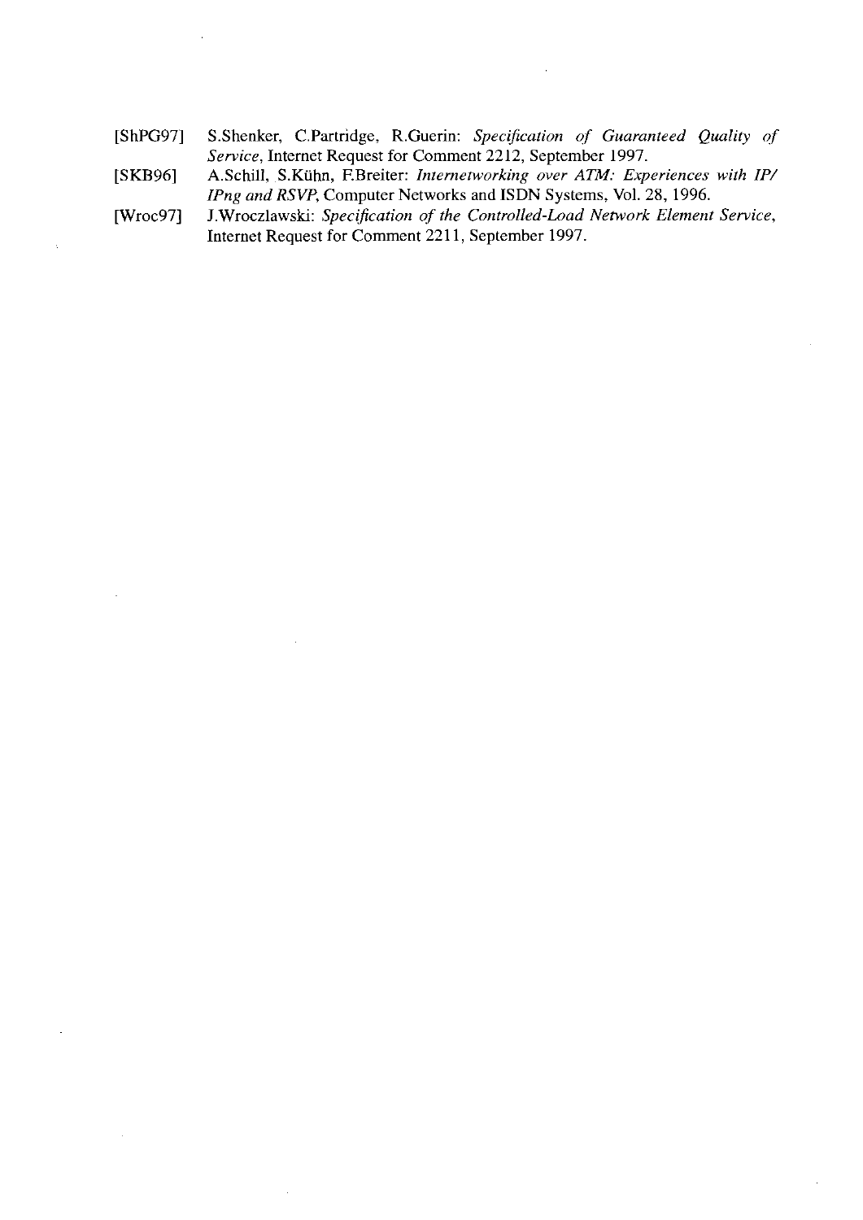[ShPG97] S.Shenker, C.Partridge, R.Guerin: *Specification of Guaranteed Quality of Service*, Internet Request for Comment 2212, September 1997.

[SKB96] A.Schill, S.Kühn, F.Breiter: *Internetworking over ATM: Experiences with IP/IPng and RSVP*, Computer Networks and ISDN Systems, Vol. 28, 1996.

[Wroc97] J.Wroczlawski: *Specification of the Controlled-Load Network Element Service*, Internet Request for Comment 2211, September 1997.